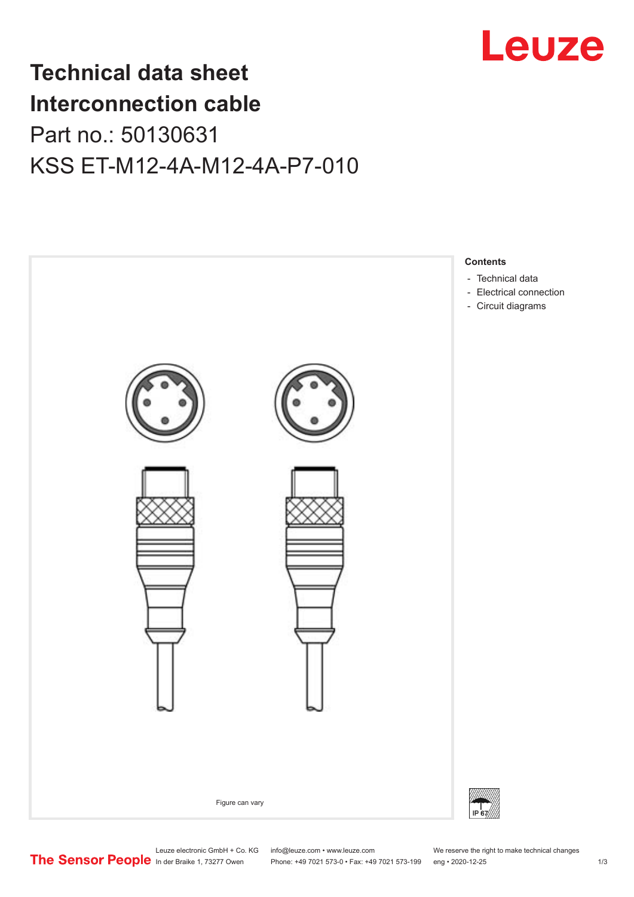# Technical data sheet
# Interconnection cable

## Part no.: 50130631

## KSS ET-M12-4A-M12-4A-P7-010

Figure can vary

**Contents**

- Technical data
- Electrical connection
- Circuit diagrams

IP 67

Leuze electronic GmbH + Co. KG
In der Braike 1, 73277 Owen

info@leuze.com • www.leuze.com
Phone: +49 7021 573-0 • Fax: +49 7021 573-199

We reserve the right to make technical changes
eng • 2020-12-25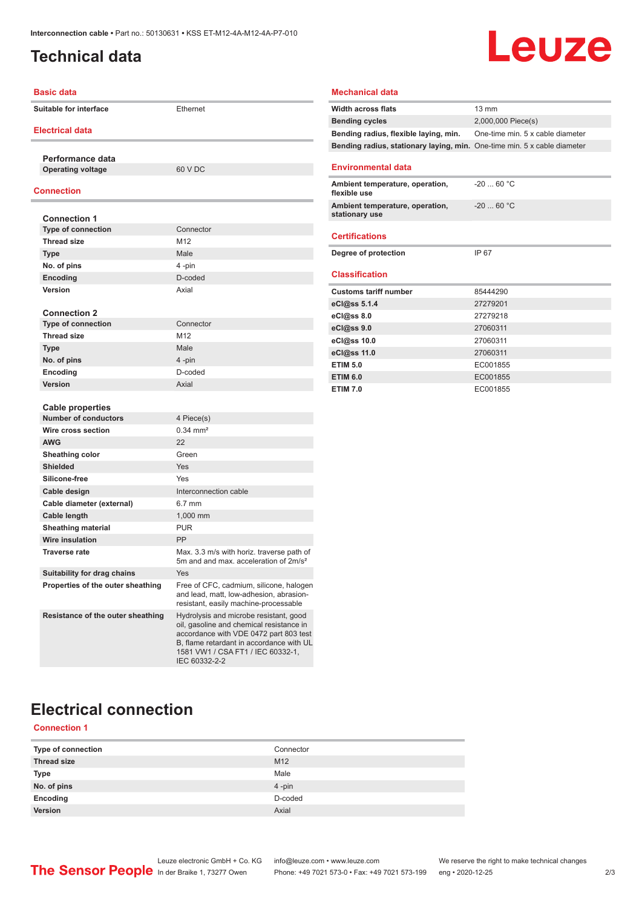# Technical data

## Basic data

| | |
|---|---|
| Suitable for interface | Ethernet |

## Electrical data

**Performance data**

| | |
|---|---|
| Operating voltage | 60 V DC |

## Connection

**Connection 1**

| | |
|---|---|
| Type of connection | Connector |
| Thread size | M12 |
| Type | Male |
| No. of pins | 4 -pin |
| Encoding | D-coded |
| Version | Axial |

**Connection 2**

| | |
|---|---|
| Type of connection | Connector |
| Thread size | M12 |
| Type | Male |
| No. of pins | 4 -pin |
| Encoding | D-coded |
| Version | Axial |

**Cable properties**

| | |
|---|---|
| Number of conductors | 4 Piece(s) |
| Wire cross section | 0.34 mm² |
| AWG | 22 |
| Sheathing color | Green |
| Shielded | Yes |
| Silicone-free | Yes |
| Cable design | Interconnection cable |
| Cable diameter (external) | 6.7 mm |
| Cable length | 1,000 mm |
| Sheathing material | PUR |
| Wire insulation | PP |
| Traverse rate | Max. 3.3 m/s with horiz. traverse path of 5m and and max. acceleration of 2m/s² |
| Suitability for drag chains | Yes |
| Properties of the outer sheathing | Free of CFC, cadmium, silicone, halogen and lead, matt, low-adhesion, abrasion-resistant, easily machine-processable |
| Resistance of the outer sheathing | Hydrolysis and microbe resistant, good oil, gasoline and chemical resistance in accordance with VDE 0472 part 803 test B, flame retardant in accordance with UL 1581 VW1 / CSA FT1 / IEC 60332-1, IEC 60332-2-2 |

## Mechanical data

| | |
|---|---|
| Width across flats | 13 mm |
| Bending cycles | 2,000,000 Piece(s) |
| Bending radius, flexible laying, min. | One-time min. 5 x cable diameter |
| Bending radius, stationary laying, min. | One-time min. 5 x cable diameter |

## Environmental data

| | |
|---|---|
| Ambient temperature, operation, flexible use | -20 ... 60 °C |
| Ambient temperature, operation, stationary use | -20 ... 60 °C |

## Certifications

| | |
|---|---|
| Degree of protection | IP 67 |

## Classification

| | |
|---|---|
| Customs tariff number | 85444290 |
| eCl@ss 5.1.4 | 27279201 |
| eCl@ss 8.0 | 27279218 |
| eCl@ss 9.0 | 27060311 |
| eCl@ss 10.0 | 27060311 |
| eCl@ss 11.0 | 27060311 |
| ETIM 5.0 | EC001855 |
| ETIM 6.0 | EC001855 |
| ETIM 7.0 | EC001855 |

# Electrical connection

## Connection 1

| | |
|---|---|
| Type of connection | Connector |
| Thread size | M12 |
| Type | Male |
| No. of pins | 4 -pin |
| Encoding | D-coded |
| Version | Axial |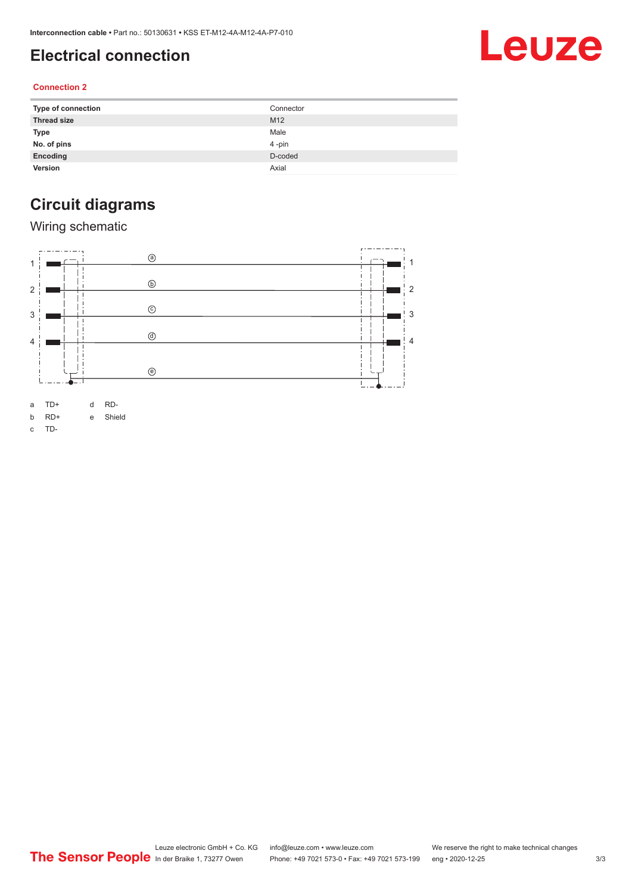# Electrical connection

**Connection 2**

| | |
|---|---|
| **Type of connection** | Connector |
| **Thread size** | M12 |
| **Type** | Male |
| **No. of pins** | 4 -pin |
| **Encoding** | D-coded |
| **Version** | Axial |

# Circuit diagrams

## Wiring schematic

1
2
3
4
ⓐ
ⓑ
ⓒ
ⓓ
ⓔ
1
2
3
4

a TD+
b RD+
c TD-
d RD-
e Shield